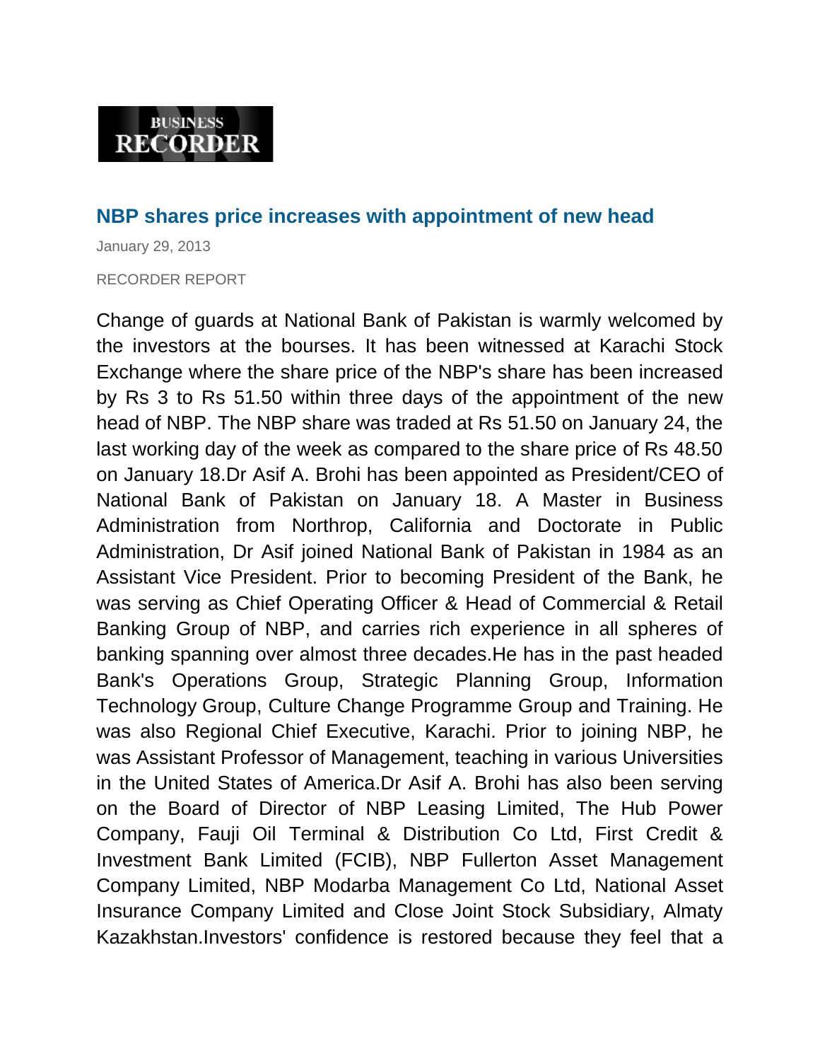BUSINESS RECORDER

## NBP shares price increases with appointment of new head

January 29, 2013

RECORDER REPORT

Change of guards at National Bank of Pakistan is warmly welcomed by the investors at the bourses. It has been witnessed at Karachi Stock Exchange where the share price of the NBP's share has been increased by Rs 3 to Rs 51.50 within three days of the appointment of the new head of NBP. The NBP share was traded at Rs 51.50 on January 24, the last working day of the week as compared to the share price of Rs 48.50 on January 18.Dr Asif A. Brohi has been appointed as President/CEO of National Bank of Pakistan on January 18. A Master in Business Administration from Northrop, California and Doctorate in Public Administration, Dr Asif joined National Bank of Pakistan in 1984 as an Assistant Vice President. Prior to becoming President of the Bank, he was serving as Chief Operating Officer & Head of Commercial & Retail Banking Group of NBP, and carries rich experience in all spheres of banking spanning over almost three decades.He has in the past headed Bank's Operations Group, Strategic Planning Group, Information Technology Group, Culture Change Programme Group and Training. He was also Regional Chief Executive, Karachi. Prior to joining NBP, he was Assistant Professor of Management, teaching in various Universities in the United States of America.Dr Asif A. Brohi has also been serving on the Board of Director of NBP Leasing Limited, The Hub Power Company, Fauji Oil Terminal & Distribution Co Ltd, First Credit & Investment Bank Limited (FCIB), NBP Fullerton Asset Management Company Limited, NBP Modarba Management Co Ltd, National Asset Insurance Company Limited and Close Joint Stock Subsidiary, Almaty Kazakhstan.Investors' confidence is restored because they feel that a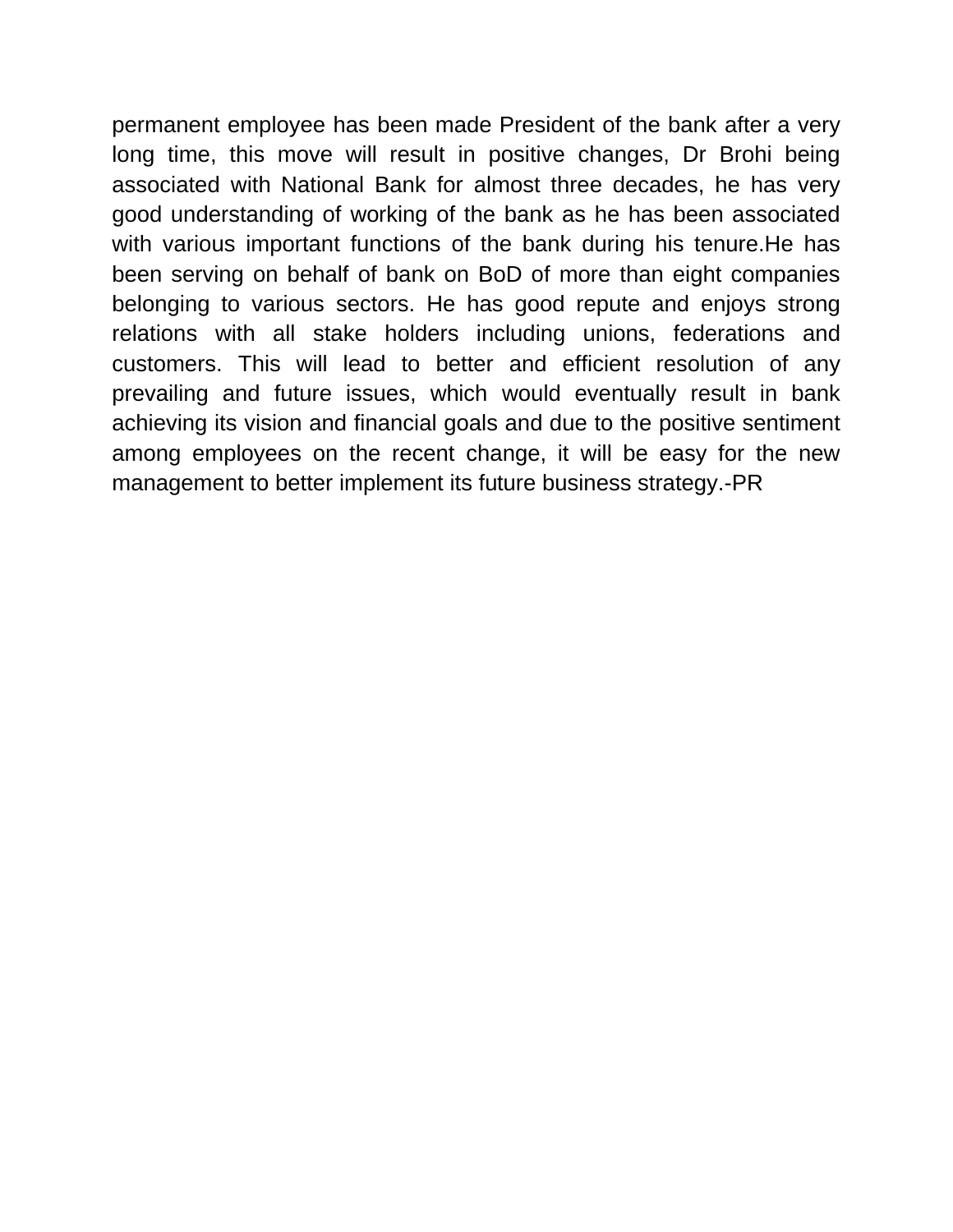permanent employee has been made President of the bank after a very long time, this move will result in positive changes, Dr Brohi being associated with National Bank for almost three decades, he has very good understanding of working of the bank as he has been associated with various important functions of the bank during his tenure.He has been serving on behalf of bank on BoD of more than eight companies belonging to various sectors. He has good repute and enjoys strong relations with all stake holders including unions, federations and customers. This will lead to better and efficient resolution of any prevailing and future issues, which would eventually result in bank achieving its vision and financial goals and due to the positive sentiment among employees on the recent change, it will be easy for the new management to better implement its future business strategy.-PR